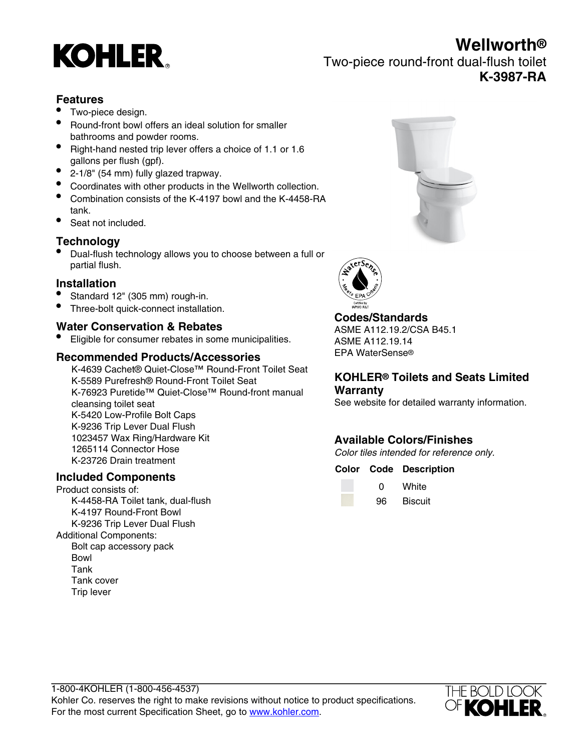# Wellworth®

Two-piece round-front dual-flush toilet

**K-3987-RA**

## Features

- Two-piece design.
- Round-front bowl offers an ideal solution for smaller bathrooms and powder rooms.
- Right-hand nested trip lever offers a choice of 1.1 or 1.6 gallons per flush (gpf).
- 2-1/8" (54 mm) fully glazed trapway.
- Coordinates with other products in the Wellworth collection.
- Combination consists of the K-4197 bowl and the K-4458-RA tank.
- Seat not included.

## Technology

- Dual-flush technology allows you to choose between a full or partial flush.

## Installation

- Standard 12" (305 mm) rough-in.
- Three-bolt quick-connect installation.

## Water Conservation & Rebates

- Eligible for consumer rebates in some municipalities.

## Recommended Products/Accessories

K-4639 Cachet® Quiet-Close™ Round-Front Toilet Seat
K-5589 Purefresh® Round-Front Toilet Seat
K-76923 Puretide™ Quiet-Close™ Round-front manual cleansing toilet seat
K-5420 Low-Profile Bolt Caps
K-9236 Trip Lever Dual Flush
1023457 Wax Ring/Hardware Kit
1265114 Connector Hose
K-23726 Drain treatment

## Included Components

Product consists of:

K-4458-RA Toilet tank, dual-flush
K-4197 Round-Front Bowl
K-9236 Trip Lever Dual Flush

Additional Components:

Bolt cap accessory pack
Bowl
Tank
Tank cover
Trip lever

## Codes/Standards

ASME A112.19.2/CSA B45.1
ASME A112.19.14
EPA WaterSense®

## KOHLER® Toilets and Seats Limited Warranty

See website for detailed warranty information.

## Available Colors/Finishes

*Color tiles intended for reference only.*

| Color | Code | Description |
| --- | --- | --- |
| | 0 | White |
| | 96 | Biscuit |

1-800-4KOHLER (1-800-456-4537)
Kohler Co. reserves the right to make revisions without notice to product specifications.
For the most current Specification Sheet, go to www.kohler.com.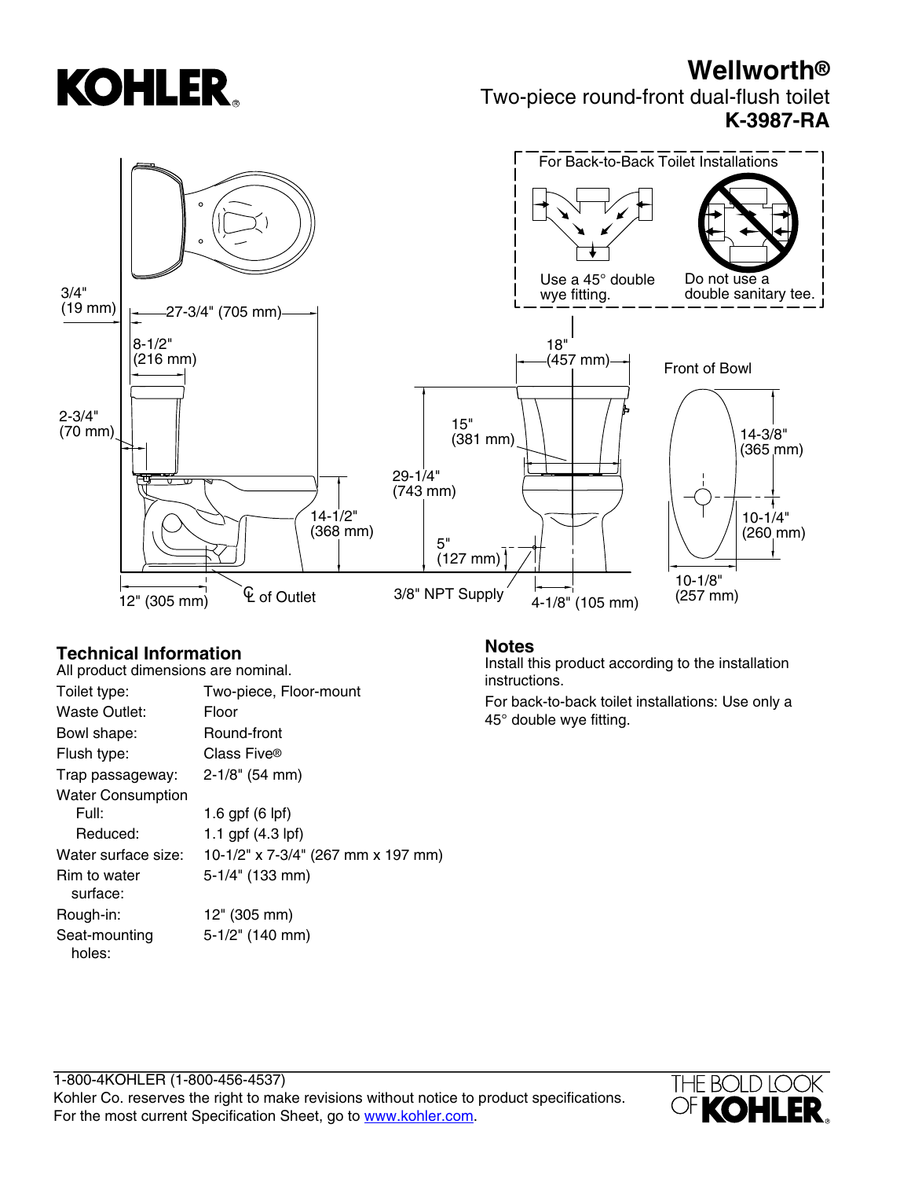# KOHLER

## Wellworth®

Two-piece round-front dual-flush toilet

**K-3987-RA**

For Back-to-Back Toilet Installations

Use a 45° double wye fitting.

Do not use a double sanitary tee.

3/4" (19 mm)

27-3/4" (705 mm)

8-1/2" (216 mm)

2-3/4" (70 mm)

14-1/2" (368 mm)

12" (305 mm)

℄ of Outlet

18" (457 mm)

15" (381 mm)

29-1/4" (743 mm)

5" (127 mm)

3/8" NPT Supply

4-1/8" (105 mm)

Front of Bowl

14-3/8" (365 mm)

10-1/4" (260 mm)

10-1/8" (257 mm)

### Technical Information

All product dimensions are nominal.

| | |
|---|---|
| Toilet type: | Two-piece, Floor-mount |
| Waste Outlet: | Floor |
| Bowl shape: | Round-front |
| Flush type: | Class Five® |
| Trap passageway: | 2-1/8" (54 mm) |
| Water Consumption | |
| Full: | 1.6 gpf (6 lpf) |
| Reduced: | 1.1 gpf (4.3 lpf) |
| Water surface size: | 10-1/2" x 7-3/4" (267 mm x 197 mm) |
| Rim to water surface: | 5-1/4" (133 mm) |
| Rough-in: | 12" (305 mm) |
| Seat-mounting holes: | 5-1/2" (140 mm) |

### Notes

Install this product according to the installation instructions.

For back-to-back toilet installations: Use only a 45° double wye fitting.

1-800-4KOHLER (1-800-456-4537)

Kohler Co. reserves the right to make revisions without notice to product specifications.

For the most current Specification Sheet, go to [www.kohler.com](http://www.kohler.com).

THE BOLD LOOK OF KOHLER.